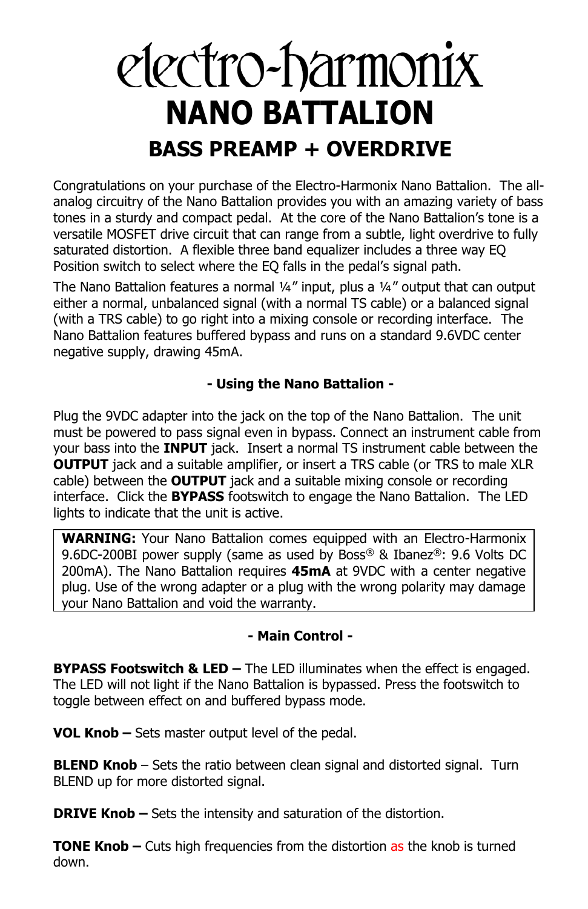# electro-harmonix

# NANO BATTALION

## BASS PREAMP + OVERDRIVE

Congratulations on your purchase of the Electro-Harmonix Nano Battalion. The all-analog circuitry of the Nano Battalion provides you with an amazing variety of bass tones in a sturdy and compact pedal. At the core of the Nano Battalion's tone is a versatile MOSFET drive circuit that can range from a subtle, light overdrive to fully saturated distortion. A flexible three band equalizer includes a three way EQ Position switch to select where the EQ falls in the pedal's signal path.

The Nano Battalion features a normal ¼" input, plus a ¼" output that can output either a normal, unbalanced signal (with a normal TS cable) or a balanced signal (with a TRS cable) to go right into a mixing console or recording interface. The Nano Battalion features buffered bypass and runs on a standard 9.6VDC center negative supply, drawing 45mA.

### - Using the Nano Battalion -

Plug the 9VDC adapter into the jack on the top of the Nano Battalion. The unit must be powered to pass signal even in bypass. Connect an instrument cable from your bass into the **INPUT** jack. Insert a normal TS instrument cable between the **OUTPUT** jack and a suitable amplifier, or insert a TRS cable (or TRS to male XLR cable) between the **OUTPUT** jack and a suitable mixing console or recording interface. Click the **BYPASS** footswitch to engage the Nano Battalion. The LED lights to indicate that the unit is active.

**WARNING:** Your Nano Battalion comes equipped with an Electro-Harmonix 9.6DC-200BI power supply (same as used by Boss® & Ibanez®: 9.6 Volts DC 200mA). The Nano Battalion requires **45mA** at 9VDC with a center negative plug. Use of the wrong adapter or a plug with the wrong polarity may damage your Nano Battalion and void the warranty.

### - Main Control -

**BYPASS Footswitch & LED –** The LED illuminates when the effect is engaged. The LED will not light if the Nano Battalion is bypassed. Press the footswitch to toggle between effect on and buffered bypass mode.

**VOL Knob –** Sets master output level of the pedal.

**BLEND Knob** – Sets the ratio between clean signal and distorted signal. Turn BLEND up for more distorted signal.

**DRIVE Knob –** Sets the intensity and saturation of the distortion.

**TONE Knob –** Cuts high frequencies from the distortion as the knob is turned down.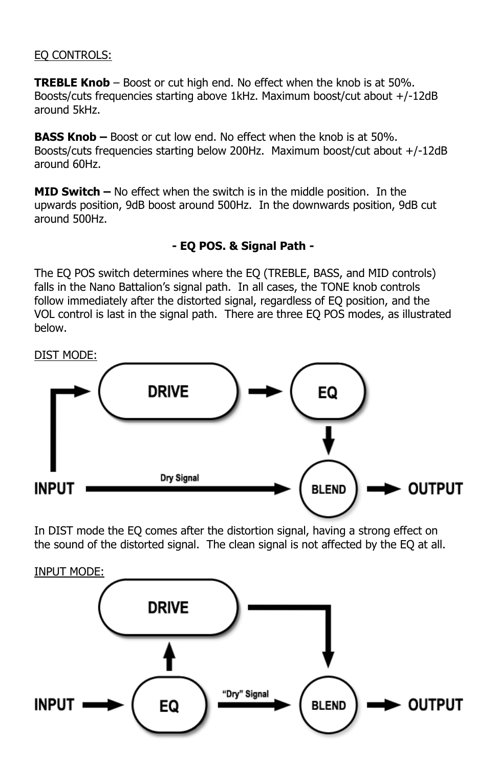<u>EQ CONTROLS:</u>

**TREBLE Knob** – Boost or cut high end. No effect when the knob is at 50%. Boosts/cuts frequencies starting above 1kHz. Maximum boost/cut about +/-12dB around 5kHz.

**BASS Knob –** Boost or cut low end. No effect when the knob is at 50%. Boosts/cuts frequencies starting below 200Hz. Maximum boost/cut about +/-12dB around 60Hz.

**MID Switch –** No effect when the switch is in the middle position. In the upwards position, 9dB boost around 500Hz. In the downwards position, 9dB cut around 500Hz.

## - EQ POS. & Signal Path -

The EQ POS switch determines where the EQ (TREBLE, BASS, and MID controls) falls in the Nano Battalion's signal path. In all cases, the TONE knob controls follow immediately after the distorted signal, regardless of EQ position, and the VOL control is last in the signal path. There are three EQ POS modes, as illustrated below.

<u>DIST MODE:</u>

INPUT → DRIVE → EQ → BLEND → OUTPUT

INPUT → Dry Signal → BLEND

In DIST mode the EQ comes after the distortion signal, having a strong effect on the sound of the distorted signal. The clean signal is not affected by the EQ at all.

<u>INPUT MODE:</u>

INPUT → EQ → DRIVE → BLEND → OUTPUT

EQ → "Dry" Signal → BLEND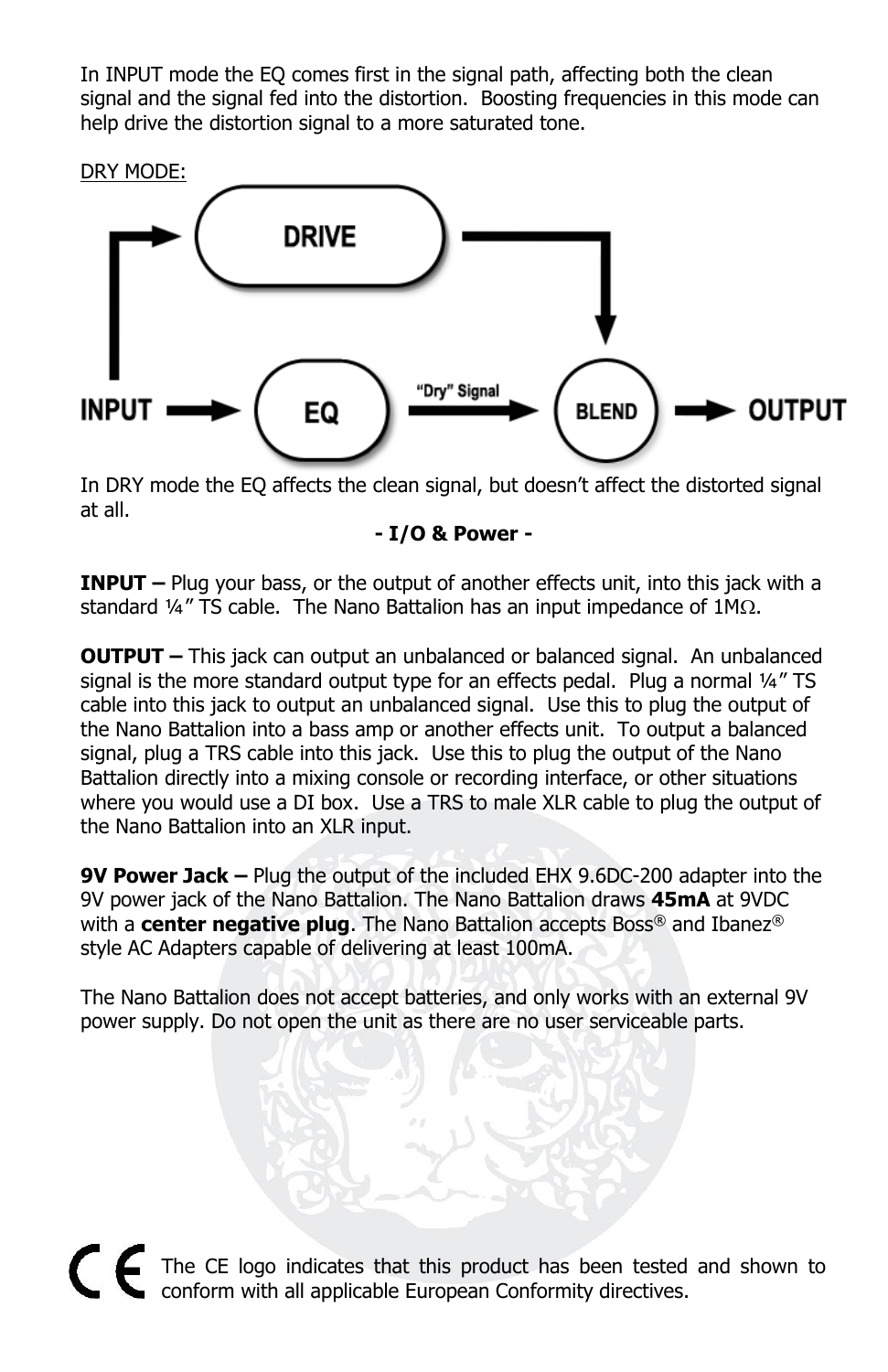In INPUT mode the EQ comes first in the signal path, affecting both the clean signal and the signal fed into the distortion. Boosting frequencies in this mode can help drive the distortion signal to a more saturated tone.

DRY MODE:

In DRY mode the EQ affects the clean signal, but doesn't affect the distorted signal at all.

## - I/O & Power -

**INPUT –** Plug your bass, or the output of another effects unit, into this jack with a standard ¼" TS cable. The Nano Battalion has an input impedance of 1MΩ.

**OUTPUT –** This jack can output an unbalanced or balanced signal. An unbalanced signal is the more standard output type for an effects pedal. Plug a normal ¼" TS cable into this jack to output an unbalanced signal. Use this to plug the output of the Nano Battalion into a bass amp or another effects unit. To output a balanced signal, plug a TRS cable into this jack. Use this to plug the output of the Nano Battalion directly into a mixing console or recording interface, or other situations where you would use a DI box. Use a TRS to male XLR cable to plug the output of the Nano Battalion into an XLR input.

**9V Power Jack –** Plug the output of the included EHX 9.6DC-200 adapter into the 9V power jack of the Nano Battalion. The Nano Battalion draws **45mA** at 9VDC with a **center negative plug**. The Nano Battalion accepts Boss® and Ibanez® style AC Adapters capable of delivering at least 100mA.

The Nano Battalion does not accept batteries, and only works with an external 9V power supply. Do not open the unit as there are no user serviceable parts.

The CE logo indicates that this product has been tested and shown to conform with all applicable European Conformity directives.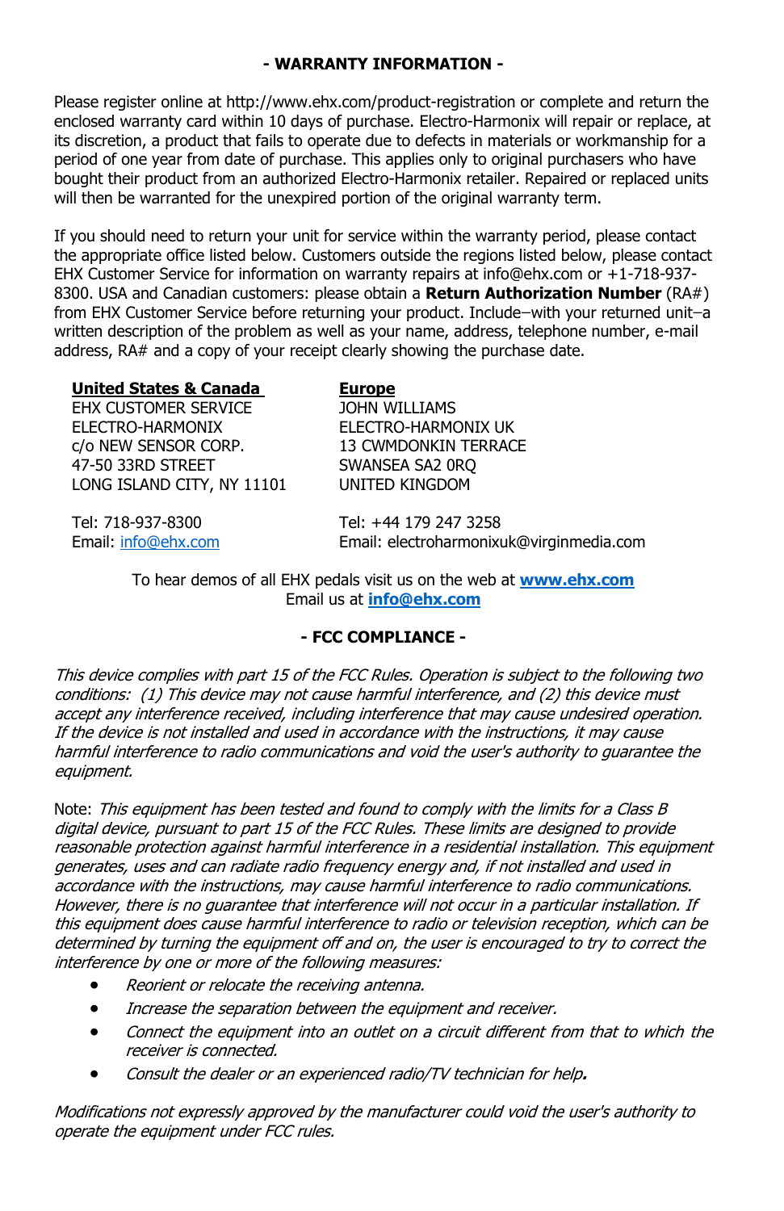## - WARRANTY INFORMATION -

Please register online at http://www.ehx.com/product-registration or complete and return the enclosed warranty card within 10 days of purchase. Electro-Harmonix will repair or replace, at its discretion, a product that fails to operate due to defects in materials or workmanship for a period of one year from date of purchase. This applies only to original purchasers who have bought their product from an authorized Electro-Harmonix retailer. Repaired or replaced units will then be warranted for the unexpired portion of the original warranty term.

If you should need to return your unit for service within the warranty period, please contact the appropriate office listed below. Customers outside the regions listed below, please contact EHX Customer Service for information on warranty repairs at info@ehx.com or +1-718-937-8300. USA and Canadian customers: please obtain a **Return Authorization Number** (RA#) from EHX Customer Service before returning your product. Include–with your returned unit–a written description of the problem as well as your name, address, telephone number, e-mail address, RA# and a copy of your receipt clearly showing the purchase date.

**United States & Canada**
EHX CUSTOMER SERVICE
ELECTRO-HARMONIX
c/o NEW SENSOR CORP.
47-50 33RD STREET
LONG ISLAND CITY, NY 11101

Tel: 718-937-8300
Email: info@ehx.com

**Europe**
JOHN WILLIAMS
ELECTRO-HARMONIX UK
13 CWMDONKIN TERRACE
SWANSEA SA2 0RQ
UNITED KINGDOM

Tel: +44 179 247 3258
Email: electroharmonixuk@virginmedia.com

To hear demos of all EHX pedals visit us on the web at **www.ehx.com**
Email us at **info@ehx.com**

## - FCC COMPLIANCE -

*This device complies with part 15 of the FCC Rules. Operation is subject to the following two conditions: (1) This device may not cause harmful interference, and (2) this device must accept any interference received, including interference that may cause undesired operation. If the device is not installed and used in accordance with the instructions, it may cause harmful interference to radio communications and void the user's authority to guarantee the equipment.*

Note: *This equipment has been tested and found to comply with the limits for a Class B digital device, pursuant to part 15 of the FCC Rules. These limits are designed to provide reasonable protection against harmful interference in a residential installation. This equipment generates, uses and can radiate radio frequency energy and, if not installed and used in accordance with the instructions, may cause harmful interference to radio communications. However, there is no guarantee that interference will not occur in a particular installation. If this equipment does cause harmful interference to radio or television reception, which can be determined by turning the equipment off and on, the user is encouraged to try to correct the interference by one or more of the following measures:*

- *Reorient or relocate the receiving antenna.*
- *Increase the separation between the equipment and receiver.*
- *Connect the equipment into an outlet on a circuit different from that to which the receiver is connected.*
- *Consult the dealer or an experienced radio/TV technician for help.*

*Modifications not expressly approved by the manufacturer could void the user's authority to operate the equipment under FCC rules.*